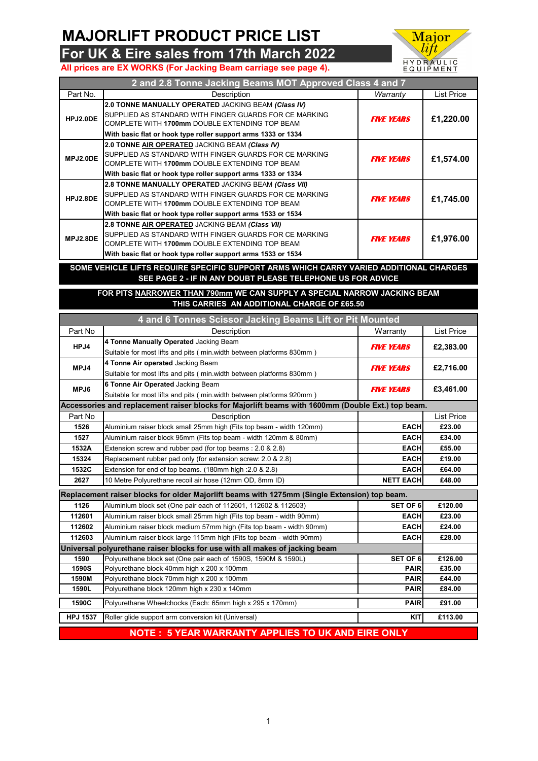# MAJORLIFT PRODUCT PRICE LIST

## For UK & Eire sales from 17th March 2022

**All prices are EX WORKS (For Jacking Beam carriage see page 4).**

Major lift HYDRAULIC EQUIPMENT

| 2 and 2.8 Tonne Jacking Beams MOT Approved Class 4 and 7 | | | |
|---|---|---|---|
| Part No. | Description | *Warranty* | List Price |
| **HPJ2.0DE** | **2.0 TONNE MANUALLY OPERATED** JACKING BEAM ***(Class IV)*** SUPPLIED AS STANDARD WITH FINGER GUARDS FOR CE MARKING COMPLETE WITH **1700mm** DOUBLE EXTENDING TOP BEAM **With basic flat or hook type roller support arms 1333 or 1334** | ***FIVE YEARS*** | **£1,220.00** |
| **MPJ2.0DE** | **2.0 TONNE AIR OPERATED** JACKING BEAM ***(Class IV)*** SUPPLIED AS STANDARD WITH FINGER GUARDS FOR CE MARKING COMPLETE WITH **1700mm** DOUBLE EXTENDING TOP BEAM **With basic flat or hook type roller support arms 1333 or 1334** | ***FIVE YEARS*** | **£1,574.00** |
| **HPJ2.8DE** | **2.8 TONNE MANUALLY OPERATED** JACKING BEAM ***(Class VII)*** SUPPLIED AS STANDARD WITH FINGER GUARDS FOR CE MARKING COMPLETE WITH **1700mm** DOUBLE EXTENDING TOP BEAM **With basic flat or hook type roller support arms 1533 or 1534** | ***FIVE YEARS*** | **£1,745.00** |
| **MPJ2.8DE** | **2.8 TONNE AIR OPERATED** JACKING BEAM ***(Class VII)*** SUPPLIED AS STANDARD WITH FINGER GUARDS FOR CE MARKING COMPLETE WITH **1700mm** DOUBLE EXTENDING TOP BEAM **With basic flat or hook type roller support arms 1533 or 1534** | ***FIVE YEARS*** | **£1,976.00** |

**SOME VEHICLE LIFTS REQUIRE SPECIFIC SUPPORT ARMS WHICH CARRY VARIED ADDITIONAL CHARGES SEE PAGE 2 - IF IN ANY DOUBT PLEASE TELEPHONE US FOR ADVICE**

**FOR PITS NARROWER THAN 790mm WE CAN SUPPLY A SPECIAL NARROW JACKING BEAM THIS CARRIES AN ADDITIONAL CHARGE OF £65.50**

| 4 and 6 Tonnes Scissor Jacking Beams Lift or Pit Mounted | | | |
|---|---|---|---|
| Part No | Description | Warranty | List Price |
| **HPJ4** | **4 Tonne Manually Operated** Jacking Beam Suitable for most lifts and pits ( min.width between platforms 830mm ) | ***FIVE YEARS*** | **£2,383.00** |
| **MPJ4** | **4 Tonne Air operated** Jacking Beam Suitable for most lifts and pits ( min.width between platforms 830mm ) | ***FIVE YEARS*** | **£2,716.00** |
| **MPJ6** | **6 Tonne Air Operated** Jacking Beam Suitable for most lifts and pits ( min.width between platforms 920mm ) | ***FIVE YEARS*** | **£3,461.00** |
| **Accessories and replacement raiser blocks for Majorlift beams with 1600mm (Double Ext.) top beam.** | | | |
| Part No | Description | | List Price |
| **1526** | Aluminium raiser block small 25mm high (Fits top beam - width 120mm) | **EACH** | **£23.00** |
| **1527** | Aluminium raiser block 95mm (Fits top beam - width 120mm & 80mm) | **EACH** | **£34.00** |
| **1532A** | Extension screw and rubber pad (for top beams : 2.0 & 2.8) | **EACH** | **£55.00** |
| **15324** | Replacement rubber pad only (for extension screw: 2.0 & 2.8) | **EACH** | **£19.00** |
| **1532C** | Extension for end of top beams. (180mm high :2.0 & 2.8) | **EACH** | **£64.00** |
| **2627** | 10 Metre Polyurethane recoil air hose (12mm OD, 8mm ID) | **NETT EACH** | **£48.00** |
| **Replacement raiser blocks for older Majorlift beams with 1275mm (Single Extension) top beam.** | | | |
| **1126** | Aluminium block set (One pair each of 112601, 112602 & 112603) | **SET OF 6** | **£120.00** |
| **112601** | Aluminium raiser block small 25mm high (Fits top beam - width 90mm) | **EACH** | **£23.00** |
| **112602** | Aluminium raiser block medium 57mm high (Fits top beam - width 90mm) | **EACH** | **£24.00** |
| **112603** | Aluminium raiser block large 115mm high (Fits top beam - width 90mm) | **EACH** | **£28.00** |
| **Universal polyurethane raiser blocks for use with all makes of jacking beam** | | | |
| **1590** | Polyurethane block set (One pair each of 1590S, 1590M & 1590L) | **SET OF 6** | **£126.00** |
| **1590S** | Polyurethane block 40mm high x 200 x 100mm | **PAIR** | **£35.00** |
| **1590M** | Polyurethane block 70mm high x 200 x 100mm | **PAIR** | **£44.00** |
| **1590L** | Polyurethane block 120mm high x 230 x 140mm | **PAIR** | **£84.00** |
| **1590C** | Polyurethane Wheelchocks (Each: 65mm high x 295 x 170mm) | **PAIR** | **£91.00** |
| **HPJ 1537** | Roller glide support arm conversion kit (Universal) | **KIT** | **£113.00** |

**NOTE : 5 YEAR WARRANTY APPLIES TO UK AND EIRE ONLY**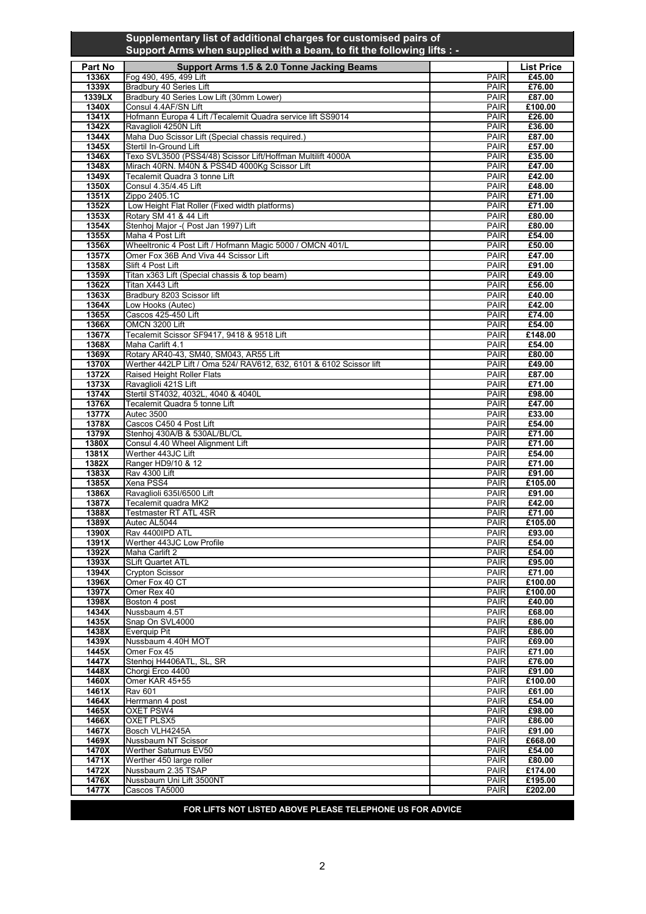## Supplementary list of additional charges for customised pairs of Support Arms when supplied with a beam, to fit the following lifts : -

| Part No | Support Arms 1.5 & 2.0 Tonne Jacking Beams | | List Price |
|---|---|---|---|
| 1336X | Fog 490, 495, 499 Lift | PAIR | £45.00 |
| 1339X | Bradbury 40 Series Lift | PAIR | £76.00 |
| 1339LX | Bradbury 40 Series Low Lift (30mm Lower) | PAIR | £87.00 |
| 1340X | Consul 4.4AF/SN Lift | PAIR | £100.00 |
| 1341X | Hofmann Europa 4 Lift /Tecalemit Quadra service lift SS9014 | PAIR | £26.00 |
| 1342X | Ravaglioli 4250N Lift | PAIR | £36.00 |
| 1344X | Maha Duo Scissor Lift (Special chassis required.) | PAIR | £87.00 |
| 1345X | Stertil In-Ground Lift | PAIR | £57.00 |
| 1346X | Texo SVL3500 (PSS4/48) Scissor Lift/Hoffman Multilift 4000A | PAIR | £35.00 |
| 1348X | Mirach 40RN. M40N & PSS4D 4000Kg Scissor Lift | PAIR | £47.00 |
| 1349X | Tecalemit Quadra 3 tonne Lift | PAIR | £42.00 |
| 1350X | Consul 4.35/4.45 Lift | PAIR | £48.00 |
| 1351X | Zippo 2405.1C | PAIR | £71.00 |
| 1352X | Low Height Flat Roller (Fixed width platforms) | PAIR | £71.00 |
| 1353X | Rotary SM 41 & 44 Lift | PAIR | £80.00 |
| 1354X | Stenhoj Major -( Post Jan 1997) Lift | PAIR | £80.00 |
| 1355X | Maha 4 Post Lift | PAIR | £54.00 |
| 1356X | Wheeltronic 4 Post Lift / Hofmann Magic 5000 / OMCN 401/L | PAIR | £50.00 |
| 1357X | Omer Fox 36B And Viva 44 Scissor Lift | PAIR | £47.00 |
| 1358X | Slift 4 Post Lift | PAIR | £91.00 |
| 1359X | Titan x363 Lift (Special chassis & top beam) | PAIR | £49.00 |
| 1362X | Titan X443 Lift | PAIR | £56.00 |
| 1363X | Bradbury 8203 Scissor lift | PAIR | £40.00 |
| 1364X | Low Hooks (Autec) | PAIR | £42.00 |
| 1365X | Cascos 425-450 Lift | PAIR | £74.00 |
| 1366X | OMCN 3200 Lift | PAIR | £54.00 |
| 1367X | Tecalemit Scissor SF9417, 9418 & 9518 Lift | PAIR | £148.00 |
| 1368X | Maha Carlift 4.1 | PAIR | £54.00 |
| 1369X | Rotary AR40-43, SM40, SM043, AR55 Lift | PAIR | £80.00 |
| 1370X | Werther 442LP Lift / Oma 524/ RAV612, 632, 6101 & 6102 Scissor lift | PAIR | £49.00 |
| 1372X | Raised Height Roller Flats | PAIR | £87.00 |
| 1373X | Ravaglioli 421S Lift | PAIR | £71.00 |
| 1374X | Stertil ST4032, 4032L, 4040 & 4040L | PAIR | £98.00 |
| 1376X | Tecalemit Quadra 5 tonne Lift | PAIR | £47.00 |
| 1377X | Autec 3500 | PAIR | £33.00 |
| 1378X | Cascos C450 4 Post Lift | PAIR | £54.00 |
| 1379X | Stenhoj 430A/B & 530AL/BL/CL | PAIR | £71.00 |
| 1380X | Consul 4.40 Wheel Alignment Lift | PAIR | £71.00 |
| 1381X | Werther 443JC Lift | PAIR | £54.00 |
| 1382X | Ranger HD9/10 & 12 | PAIR | £71.00 |
| 1383X | Rav 4300 Lift | PAIR | £91.00 |
| 1385X | Xena PSS4 | PAIR | £105.00 |
| 1386X | Ravaglioli 635I/6500 Lift | PAIR | £91.00 |
| 1387X | Tecalemit quadra MK2 | PAIR | £42.00 |
| 1388X | Testmaster RT ATL 4SR | PAIR | £71.00 |
| 1389X | Autec AL5044 | PAIR | £105.00 |
| 1390X | Rav 4400IPD ATL | PAIR | £93.00 |
| 1391X | Werther 443JC Low Profile | PAIR | £54.00 |
| 1392X | Maha Carlift 2 | PAIR | £54.00 |
| 1393X | SLift Quartet ATL | PAIR | £95.00 |
| 1394X | Crypton Scissor | PAIR | £71.00 |
| 1396X | Omer Fox 40 CT | PAIR | £100.00 |
| 1397X | Omer Rex 40 | PAIR | £100.00 |
| 1398X | Boston 4 post | PAIR | £40.00 |
| 1434X | Nussbaum 4.5T | PAIR | £68.00 |
| 1435X | Snap On SVL4000 | PAIR | £86.00 |
| 1438X | Everquip Pit | PAIR | £86.00 |
| 1439X | Nussbaum 4.40H MOT | PAIR | £69.00 |
| 1445X | Omer Fox 45 | PAIR | £71.00 |
| 1447X | Stenhoj H4406ATL, SL, SR | PAIR | £76.00 |
| 1448X | Chorgi Erco 4400 | PAIR | £91.00 |
| 1460X | Omer KAR 45+55 | PAIR | £100.00 |
| 1461X | Rav 601 | PAIR | £61.00 |
| 1464X | Herrmann 4 post | PAIR | £54.00 |
| 1465X | OXET PSW4 | PAIR | £98.00 |
| 1466X | OXET PLSX5 | PAIR | £86.00 |
| 1467X | Bosch VLH4245A | PAIR | £91.00 |
| 1469X | Nussbaum NT Scissor | PAIR | £668.00 |
| 1470X | Werther Saturnus EV50 | PAIR | £54.00 |
| 1471X | Werther 450 large roller | PAIR | £80.00 |
| 1472X | Nussbaum 2.35 TSAP | PAIR | £174.00 |
| 1476X | Nussbaum Uni Lift 3500NT | PAIR | £195.00 |
| 1477X | Cascos TA5000 | PAIR | £202.00 |

**FOR LIFTS NOT LISTED ABOVE PLEASE TELEPHONE US FOR ADVICE**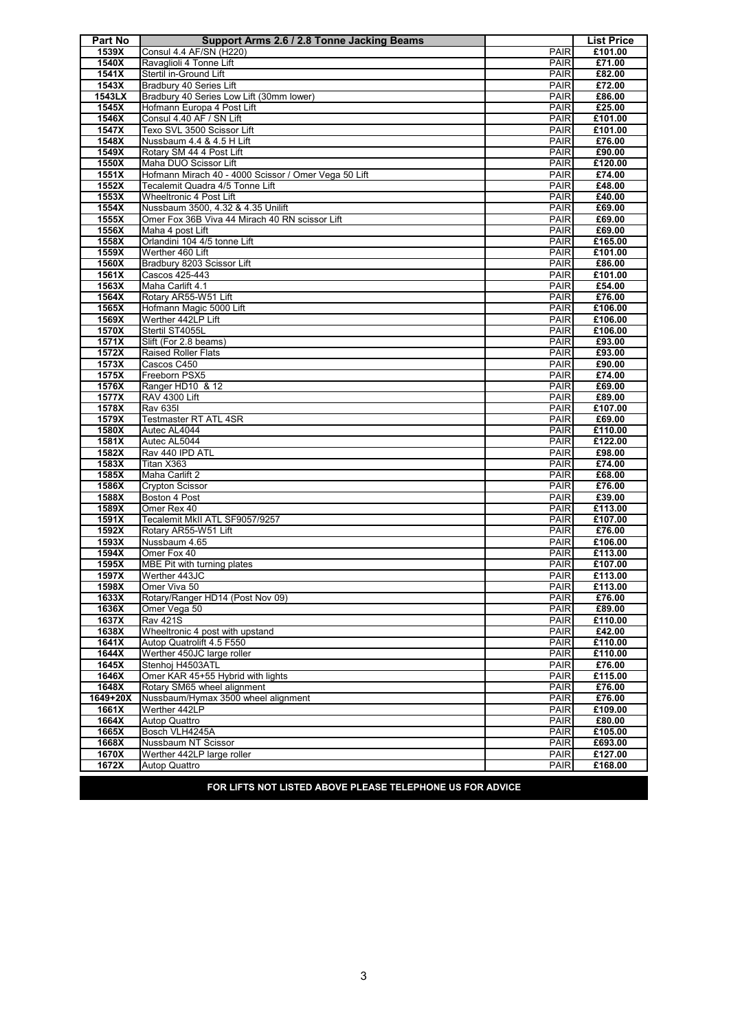| Part No | Support Arms 2.6 / 2.8 Tonne Jacking Beams | | List Price |
|---|---|---|---|
| 1539X | Consul 4.4 AF/SN (H220) | PAIR | £101.00 |
| 1540X | Ravaglioli 4 Tonne Lift | PAIR | £71.00 |
| 1541X | Stertil in-Ground Lift | PAIR | £82.00 |
| 1543X | Bradbury 40 Series Lift | PAIR | £72.00 |
| 1543LX | Bradbury 40 Series Low Lift (30mm lower) | PAIR | £86.00 |
| 1545X | Hofmann Europa 4 Post Lift | PAIR | £25.00 |
| 1546X | Consul 4.40 AF / SN Lift | PAIR | £101.00 |
| 1547X | Texo SVL 3500 Scissor Lift | PAIR | £101.00 |
| 1548X | Nussbaum 4.4 & 4.5 H Lift | PAIR | £76.00 |
| 1549X | Rotary SM 44 4 Post Lift | PAIR | £90.00 |
| 1550X | Maha DUO Scissor Lift | PAIR | £120.00 |
| 1551X | Hofmann Mirach 40 - 4000 Scissor / Omer Vega 50 Lift | PAIR | £74.00 |
| 1552X | Tecalemit Quadra 4/5 Tonne Lift | PAIR | £48.00 |
| 1553X | Wheeltronic 4 Post Lift | PAIR | £40.00 |
| 1554X | Nussbaum 3500, 4.32 & 4.35 Unilift | PAIR | £69.00 |
| 1555X | Omer Fox 36B Viva 44 Mirach 40 RN scissor Lift | PAIR | £69.00 |
| 1556X | Maha 4 post Lift | PAIR | £69.00 |
| 1558X | Orlandini 104 4/5 tonne Lift | PAIR | £165.00 |
| 1559X | Werther 460 Lift | PAIR | £101.00 |
| 1560X | Bradbury 8203 Scissor Lift | PAIR | £86.00 |
| 1561X | Cascos 425-443 | PAIR | £101.00 |
| 1563X | Maha Carlift 4.1 | PAIR | £54.00 |
| 1564X | Rotary AR55-W51 Lift | PAIR | £76.00 |
| 1565X | Hofmann Magic 5000 Lift | PAIR | £106.00 |
| 1569X | Werther 442LP Lift | PAIR | £106.00 |
| 1570X | Stertil ST4055L | PAIR | £106.00 |
| 1571X | Slift (For 2.8 beams) | PAIR | £93.00 |
| 1572X | Raised Roller Flats | PAIR | £93.00 |
| 1573X | Cascos C450 | PAIR | £90.00 |
| 1575X | Freeborn PSX5 | PAIR | £74.00 |
| 1576X | Ranger HD10 & 12 | PAIR | £69.00 |
| 1577X | RAV 4300 Lift | PAIR | £89.00 |
| 1578X | Rav 635I | PAIR | £107.00 |
| 1579X | Testmaster RT ATL 4SR | PAIR | £69.00 |
| 1580X | Autec AL4044 | PAIR | £110.00 |
| 1581X | Autec AL5044 | PAIR | £122.00 |
| 1582X | Rav 440 IPD ATL | PAIR | £98.00 |
| 1583X | Titan X363 | PAIR | £74.00 |
| 1585X | Maha Carlift 2 | PAIR | £68.00 |
| 1586X | Crypton Scissor | PAIR | £76.00 |
| 1588X | Boston 4 Post | PAIR | £39.00 |
| 1589X | Omer Rex 40 | PAIR | £113.00 |
| 1591X | Tecalemit MkII ATL SF9057/9257 | PAIR | £107.00 |
| 1592X | Rotary AR55-W51 Lift | PAIR | £76.00 |
| 1593X | Nussbaum 4.65 | PAIR | £106.00 |
| 1594X | Omer Fox 40 | PAIR | £113.00 |
| 1595X | MBE Pit with turning plates | PAIR | £107.00 |
| 1597X | Werther 443JC | PAIR | £113.00 |
| 1598X | Omer Viva 50 | PAIR | £113.00 |
| 1633X | Rotary/Ranger HD14 (Post Nov 09) | PAIR | £76.00 |
| 1636X | Omer Vega 50 | PAIR | £89.00 |
| 1637X | Rav 421S | PAIR | £110.00 |
| 1638X | Wheeltronic 4 post with upstand | PAIR | £42.00 |
| 1641X | Autop Quatrolift 4.5 F550 | PAIR | £110.00 |
| 1644X | Werther 450JC large roller | PAIR | £110.00 |
| 1645X | Stenhoj H4503ATL | PAIR | £76.00 |
| 1646X | Omer KAR 45+55 Hybrid with lights | PAIR | £115.00 |
| 1648X | Rotary SM65 wheel alignment | PAIR | £76.00 |
| 1649+20X | Nussbaum/Hymax 3500 wheel alignment | PAIR | £76.00 |
| 1661X | Werther 442LP | PAIR | £109.00 |
| 1664X | Autop Quattro | PAIR | £80.00 |
| 1665X | Bosch VLH4245A | PAIR | £105.00 |
| 1668X | Nussbaum NT Scissor | PAIR | £693.00 |
| 1670X | Werther 442LP large roller | PAIR | £127.00 |
| 1672X | Autop Quattro | PAIR | £168.00 |

**FOR LIFTS NOT LISTED ABOVE PLEASE TELEPHONE US FOR ADVICE**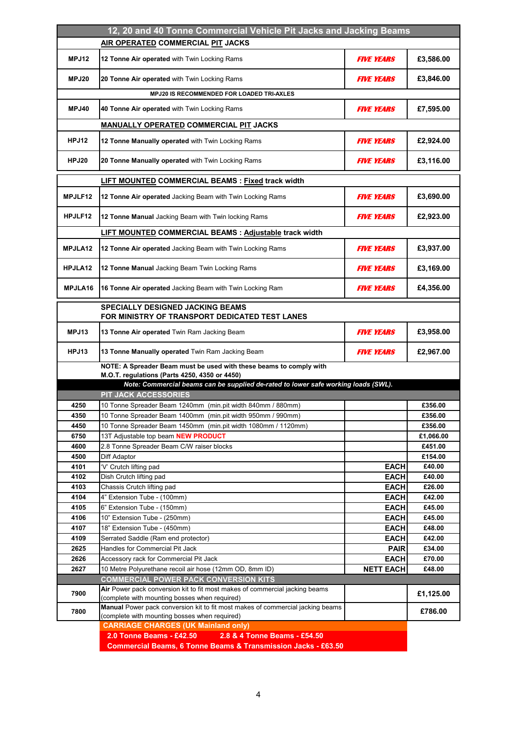## 12, 20 and 40 Tonne Commercial Vehicle Pit Jacks and Jacking Beams

| Code | Description | Warranty / Unit | Price |
|---|---|---|---|
| | **AIR OPERATED COMMERCIAL PIT JACKS** | | |
| MPJ12 | **12 Tonne Air operated** with Twin Locking Rams | *FIVE YEARS* | £3,586.00 |
| MPJ20 | **20 Tonne Air operated** with Twin Locking Rams | *FIVE YEARS* | £3,846.00 |
| | **MPJ20 IS RECOMMENDED FOR LOADED TRI-AXLES** | | |
| MPJ40 | **40 Tonne Air operated** with Twin Locking Rams | *FIVE YEARS* | £7,595.00 |
| | **MANUALLY OPERATED COMMERCIAL PIT JACKS** | | |
| HPJ12 | **12 Tonne Manually operated** with Twin Locking Rams | *FIVE YEARS* | £2,924.00 |
| HPJ20 | **20 Tonne Manually operated** with Twin Locking Rams | *FIVE YEARS* | £3,116.00 |
| | **LIFT MOUNTED COMMERCIAL BEAMS : Fixed track width** | | |
| MPJLF12 | **12 Tonne Air operated** Jacking Beam with Twin Locking Rams | *FIVE YEARS* | £3,690.00 |
| HPJLF12 | **12 Tonne Manual** Jacking Beam with Twin locking Rams | *FIVE YEARS* | £2,923.00 |
| | **LIFT MOUNTED COMMERCIAL BEAMS : Adjustable track width** | | |
| MPJLA12 | **12 Tonne Air operated** Jacking Beam with Twin Locking Rams | *FIVE YEARS* | £3,937.00 |
| HPJLA12 | **12 Tonne Manual** Jacking Beam Twin Locking Rams | *FIVE YEARS* | £3,169.00 |
| MPJLA16 | **16 Tonne Air operated** Jacking Beam with Twin Locking Ram | *FIVE YEARS* | £4,356.00 |
| | **SPECIALLY DESIGNED JACKING BEAMS FOR MINISTRY OF TRANSPORT DEDICATED TEST LANES** | | |
| MPJ13 | **13 Tonne Air operated** Twin Ram Jacking Beam | *FIVE YEARS* | £3,958.00 |
| HPJ13 | **13 Tonne Manually operated** Twin Ram Jacking Beam | *FIVE YEARS* | £2,967.00 |
| | **NOTE: A Spreader Beam must be used with these beams to comply with M.O.T. regulations (Parts 4250, 4350 or 4450)** | | |
| | ***Note: Commercial beams can be supplied de-rated to lower safe working loads (SWL).*** | | |
| | **PIT JACK ACCESSORIES** | | |
| 4250 | 10 Tonne Spreader Beam 1240mm (min.pit width 840mm / 880mm) | | £356.00 |
| 4350 | 10 Tonne Spreader Beam 1400mm (min.pit width 950mm / 990mm) | | £356.00 |
| 4450 | 10 Tonne Spreader Beam 1450mm (min.pit width 1080mm / 1120mm) | | £356.00 |
| 6750 | 13T Adjustable top beam **NEW PRODUCT** | | £1,066.00 |
| 4600 | 2.8 Tonne Spreader Beam C/W raiser blocks | | £451.00 |
| 4500 | Diff Adaptor | | £154.00 |
| 4101 | 'V' Crutch lifting pad | EACH | £40.00 |
| 4102 | Dish Crutch lifting pad | EACH | £40.00 |
| 4103 | Chassis Crutch lifting pad | EACH | £26.00 |
| 4104 | 4" Extension Tube - (100mm) | EACH | £42.00 |
| 4105 | 6" Extension Tube - (150mm) | EACH | £45.00 |
| 4106 | 10" Extension Tube - (250mm) | EACH | £45.00 |
| 4107 | 18" Extension Tube - (450mm) | EACH | £48.00 |
| 4109 | Serrated Saddle (Ram end protector) | EACH | £42.00 |
| 2625 | Handles for Commercial Pit Jack | PAIR | £34.00 |
| 2626 | Accessory rack for Commercial Pit Jack | EACH | £70.00 |
| 2627 | 10 Metre Polyurethane recoil air hose (12mm OD, 8mm ID) | NETT EACH | £48.00 |
| | **COMMERCIAL POWER PACK CONVERSION KITS** | | |
| 7900 | **Air** Power pack conversion kit to fit most makes of commercial jacking beams (complete with mounting bosses when required) | | £1,125.00 |
| 7800 | **Manual** Power pack conversion kit to fit most makes of commercial jacking beams (complete with mounting bosses when required) | | £786.00 |

**CARRIAGE CHARGES (UK Mainland only)**

**2.0 Tonne Beams - £42.50 2.8 & 4 Tonne Beams - £54.50**

**Commercial Beams, 6 Tonne Beams & Transmission Jacks - £63.50**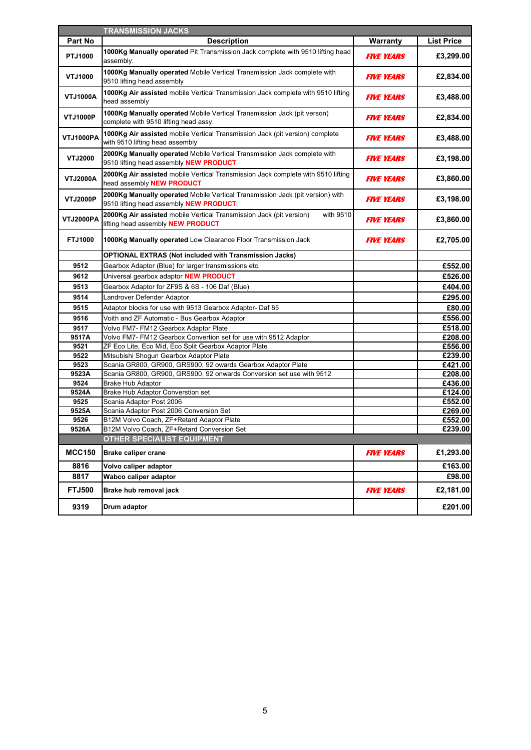| Part No | Description | Warranty | List Price |
|---|---|---|---|
| | **TRANSMISSION JACKS** | | |
| PTJ1000 | **1000Kg Manually operated** Pit Transmission Jack complete with 9510 lifting head assembly. | ***FIVE YEARS*** | £3,299.00 |
| VTJ1000 | **1000Kg Manually operated** Mobile Vertical Transmission Jack complete with 9510 lifting head assembly | ***FIVE YEARS*** | £2,834.00 |
| VTJ1000A | **1000Kg Air assisted** mobile Vertical Transmission Jack complete with 9510 lifting head assembly | ***FIVE YEARS*** | £3,488.00 |
| VTJ1000P | **1000Kg Manually operated** Mobile Vertical Transmission Jack (pit verson) complete with 9510 lifting head assy. | ***FIVE YEARS*** | £2,834.00 |
| VTJ1000PA | **1000Kg Air assisted** mobile Vertical Transmission Jack (pit version) complete with 9510 lifting head assembly | ***FIVE YEARS*** | £3,488.00 |
| VTJ2000 | **2000Kg Manually operated** Mobile Vertical Transmission Jack complete with 9510 lifting head assembly **NEW PRODUCT** | ***FIVE YEARS*** | £3,198.00 |
| VTJ2000A | **2000Kg Air assisted** mobile Vertical Transmission Jack complete with 9510 lifting head assembly **NEW PRODUCT** | ***FIVE YEARS*** | £3,860.00 |
| VTJ2000P | **2000Kg Manually operated** Mobile Vertical Transmission Jack (pit version) with 9510 lifting head assembly **NEW PRODUCT** | ***FIVE YEARS*** | £3,198.00 |
| VTJ2000PA | **2000Kg Air assisted** mobile Vertical Transmission Jack (pit version) with 9510 lifting head assembly **NEW PRODUCT** | ***FIVE YEARS*** | £3,860.00 |
| FTJ1000 | **1000Kg Manually operated** Low Clearance Floor Transmission Jack | ***FIVE YEARS*** | £2,705.00 |
| | **OPTIONAL EXTRAS (Not included with Transmission Jacks)** | | |
| 9512 | Gearbox Adaptor (Blue) for larger transmissions etc, | | £552.00 |
| 9612 | Universal gearbox adaptor **NEW PRODUCT** | | £526.00 |
| 9513 | Gearbox Adaptor for ZF9S & 6S - 106 Daf (Blue) | | £404.00 |
| 9514 | Landrover Defender Adaptor | | £295.00 |
| 9515 | Adaptor blocks for use with 9513 Gearbox Adaptor- Daf 85 | | £80.00 |
| 9516 | Voith and ZF Automatic - Bus Gearbox Adaptor | | £556.00 |
| 9517 | Volvo FM7- FM12 Gearbox Adaptor Plate | | £518.00 |
| 9517A | Volvo FM7- FM12 Gearbox Convertion set for use with 9512 Adaptor | | £208.00 |
| 9521 | ZF Eco Lite, Eco Mid, Eco Split Gearbox Adaptor Plate | | £556.00 |
| 9522 | Mitsubishi Shogun Gearbox Adaptor Plate | | £239.00 |
| 9523 | Scania GR800, GR900, GRS900, 92 owards Gearbox Adaptor Plate | | £421.00 |
| 9523A | Scania GR800, GR900, GRS900, 92 onwards Conversion set use with 9512 | | £208.00 |
| 9524 | Brake Hub Adaptor | | £436.00 |
| 9524A | Brake Hub Adaptor Converstion set | | £124.00 |
| 9525 | Scania Adaptor Post 2006 | | £552.00 |
| 9525A | Scania Adaptor Post 2006 Conversion Set | | £269.00 |
| 9526 | B12M Volvo Coach, ZF+Retard Adaptor Plate | | £552.00 |
| 9526A | B12M Volvo Coach, ZF+Retard Conversion Set | | £239.00 |
| | **OTHER SPECIALIST EQUIPMENT** | | |
| MCC150 | **Brake caliper crane** | ***FIVE YEARS*** | £1,293.00 |
| 8816 | **Volvo caliper adaptor** | | £163.00 |
| 8817 | **Wabco caliper adaptor** | | £98.00 |
| FTJ500 | **Brake hub removal jack** | ***FIVE YEARS*** | £2,181.00 |
| 9319 | **Drum adaptor** | | £201.00 |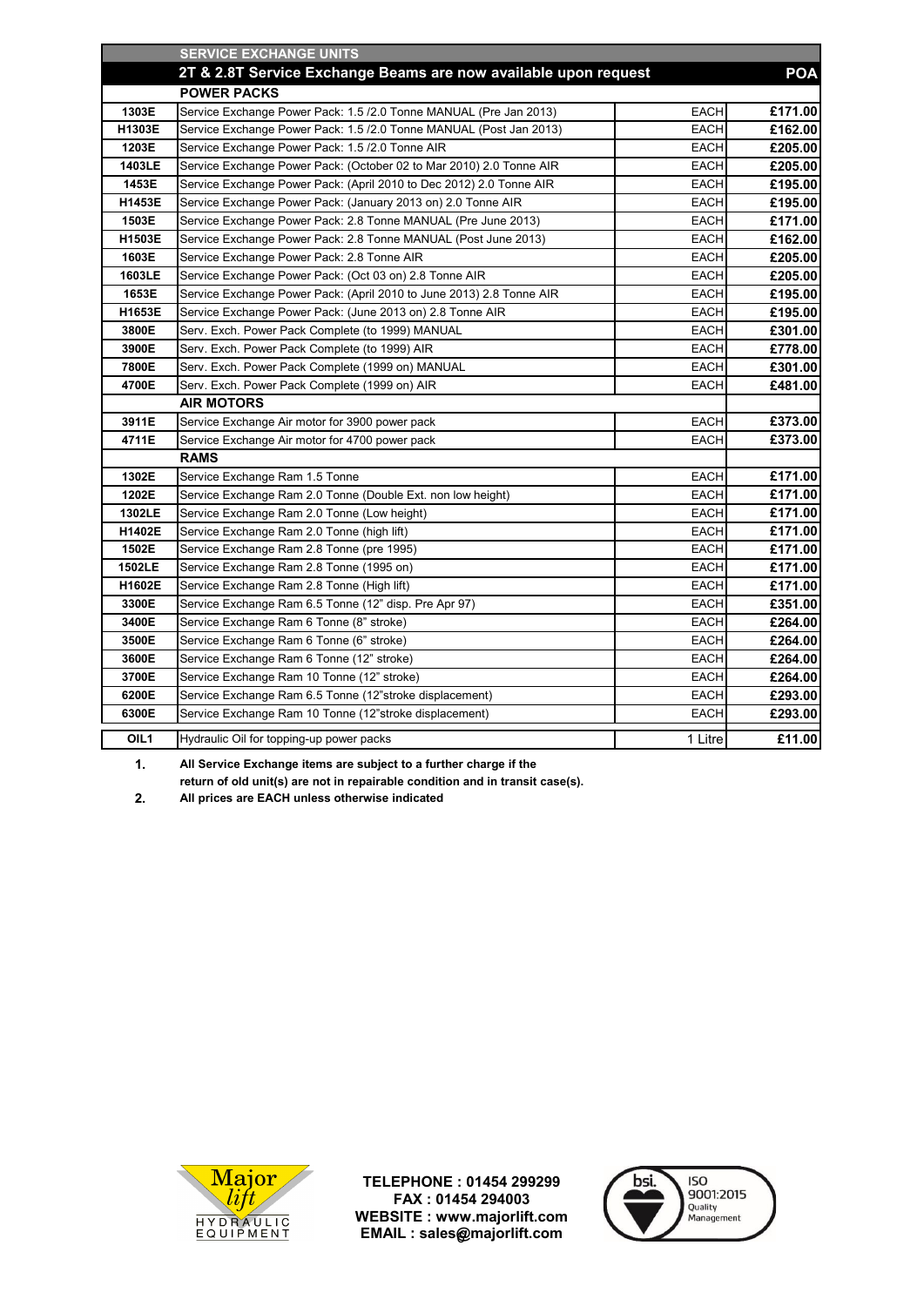| | SERVICE EXCHANGE UNITS | | |
|---|---|---|---|
| | **2T & 2.8T Service Exchange Beams are now available upon request** | | **POA** |
| | **POWER PACKS** | | |
| **1303E** | Service Exchange Power Pack: 1.5 /2.0 Tonne MANUAL (Pre Jan 2013) | EACH | **£171.00** |
| **H1303E** | Service Exchange Power Pack: 1.5 /2.0 Tonne MANUAL (Post Jan 2013) | EACH | **£162.00** |
| **1203E** | Service Exchange Power Pack: 1.5 /2.0 Tonne AIR | EACH | **£205.00** |
| **1403LE** | Service Exchange Power Pack: (October 02 to Mar 2010) 2.0 Tonne AIR | EACH | **£205.00** |
| **1453E** | Service Exchange Power Pack: (April 2010 to Dec 2012) 2.0 Tonne AIR | EACH | **£195.00** |
| **H1453E** | Service Exchange Power Pack: (January 2013 on) 2.0 Tonne AIR | EACH | **£195.00** |
| **1503E** | Service Exchange Power Pack: 2.8 Tonne MANUAL (Pre June 2013) | EACH | **£171.00** |
| **H1503E** | Service Exchange Power Pack: 2.8 Tonne MANUAL (Post June 2013) | EACH | **£162.00** |
| **1603E** | Service Exchange Power Pack: 2.8 Tonne AIR | EACH | **£205.00** |
| **1603LE** | Service Exchange Power Pack: (Oct 03 on) 2.8 Tonne AIR | EACH | **£205.00** |
| **1653E** | Service Exchange Power Pack: (April 2010 to June 2013) 2.8 Tonne AIR | EACH | **£195.00** |
| **H1653E** | Service Exchange Power Pack: (June 2013 on) 2.8 Tonne AIR | EACH | **£195.00** |
| **3800E** | Serv. Exch. Power Pack Complete (to 1999) MANUAL | EACH | **£301.00** |
| **3900E** | Serv. Exch. Power Pack Complete (to 1999) AIR | EACH | **£778.00** |
| **7800E** | Serv. Exch. Power Pack Complete (1999 on) MANUAL | EACH | **£301.00** |
| **4700E** | Serv. Exch. Power Pack Complete (1999 on) AIR | EACH | **£481.00** |
| | **AIR MOTORS** | | |
| **3911E** | Service Exchange Air motor for 3900 power pack | EACH | **£373.00** |
| **4711E** | Service Exchange Air motor for 4700 power pack | EACH | **£373.00** |
| | **RAMS** | | |
| **1302E** | Service Exchange Ram 1.5 Tonne | EACH | **£171.00** |
| **1202E** | Service Exchange Ram 2.0 Tonne (Double Ext. non low height) | EACH | **£171.00** |
| **1302LE** | Service Exchange Ram 2.0 Tonne (Low height) | EACH | **£171.00** |
| **H1402E** | Service Exchange Ram 2.0 Tonne (high lift) | EACH | **£171.00** |
| **1502E** | Service Exchange Ram 2.8 Tonne (pre 1995) | EACH | **£171.00** |
| **1502LE** | Service Exchange Ram 2.8 Tonne (1995 on) | EACH | **£171.00** |
| **H1602E** | Service Exchange Ram 2.8 Tonne (High lift) | EACH | **£171.00** |
| **3300E** | Service Exchange Ram 6.5 Tonne (12" disp. Pre Apr 97) | EACH | **£351.00** |
| **3400E** | Service Exchange Ram 6 Tonne (8" stroke) | EACH | **£264.00** |
| **3500E** | Service Exchange Ram 6 Tonne (6" stroke) | EACH | **£264.00** |
| **3600E** | Service Exchange Ram 6 Tonne (12" stroke) | EACH | **£264.00** |
| **3700E** | Service Exchange Ram 10 Tonne (12" stroke) | EACH | **£264.00** |
| **6200E** | Service Exchange Ram 6.5 Tonne (12"stroke displacement) | EACH | **£293.00** |
| **6300E** | Service Exchange Ram 10 Tonne (12"stroke displacement) | EACH | **£293.00** |
| **OIL1** | Hydraulic Oil for topping-up power packs | 1 Litre | **£11.00** |

1. **All Service Exchange items are subject to a further charge if the return of old unit(s) are not in repairable condition and in transit case(s).**
2. **All prices are EACH unless otherwise indicated**

**TELEPHONE : 01454 299299**
**FAX : 01454 294003**
**WEBSITE : www.majorlift.com**
**EMAIL : sales@majorlift.com**